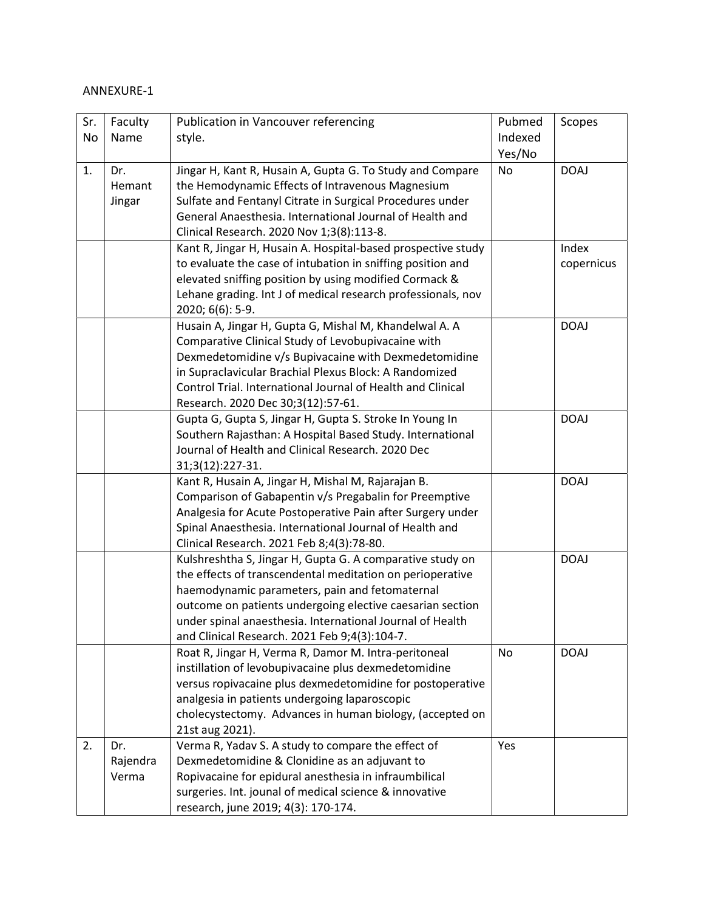ANNEXURE-1

| Sr. No | Faculty Name | Publication in Vancouver referencing style. | Pubmed Indexed Yes/No | Scopes |
|---|---|---|---|---|
| 1. | Dr. Hemant Jingar | Jingar H, Kant R, Husain A, Gupta G. To Study and Compare the Hemodynamic Effects of Intravenous Magnesium Sulfate and Fentanyl Citrate in Surgical Procedures under General Anaesthesia. International Journal of Health and Clinical Research. 2020 Nov 1;3(8):113-8. | No | DOAJ |
| | | Kant R, Jingar H, Husain A. Hospital-based prospective study to evaluate the case of intubation in sniffing position and elevated sniffing position by using modified Cormack & Lehane grading. Int J of medical research professionals, nov 2020; 6(6): 5-9. | | Index copernicus |
| | | Husain A, Jingar H, Gupta G, Mishal M, Khandelwal A. A Comparative Clinical Study of Levobupivacaine with Dexmedetomidine v/s Bupivacaine with Dexmedetomidine in Supraclavicular Brachial Plexus Block: A Randomized Control Trial. International Journal of Health and Clinical Research. 2020 Dec 30;3(12):57-61. | | DOAJ |
| | | Gupta G, Gupta S, Jingar H, Gupta S. Stroke In Young In Southern Rajasthan: A Hospital Based Study. International Journal of Health and Clinical Research. 2020 Dec 31;3(12):227-31. | | DOAJ |
| | | Kant R, Husain A, Jingar H, Mishal M, Rajarajan B. Comparison of Gabapentin v/s Pregabalin for Preemptive Analgesia for Acute Postoperative Pain after Surgery under Spinal Anaesthesia. International Journal of Health and Clinical Research. 2021 Feb 8;4(3):78-80. | | DOAJ |
| | | Kulshreshtha S, Jingar H, Gupta G. A comparative study on the effects of transcendental meditation on perioperative haemodynamic parameters, pain and fetomaternal outcome on patients undergoing elective caesarian section under spinal anaesthesia. International Journal of Health and Clinical Research. 2021 Feb 9;4(3):104-7. | | DOAJ |
| | | Roat R, Jingar H, Verma R, Damor M. Intra-peritoneal instillation of levobupivacaine plus dexmedetomidine versus ropivacaine plus dexmedetomidine for postoperative analgesia in patients undergoing laparoscopic cholecystectomy. Advances in human biology, (accepted on 21st aug 2021). | No | DOAJ |
| 2. | Dr. Rajendra Verma | Verma R, Yadav S. A study to compare the effect of Dexmedetomidine & Clonidine as an adjuvant to Ropivacaine for epidural anesthesia in infraumbilical surgeries. Int. journal of medical science & innovative research, june 2019; 4(3): 170-174. | Yes | |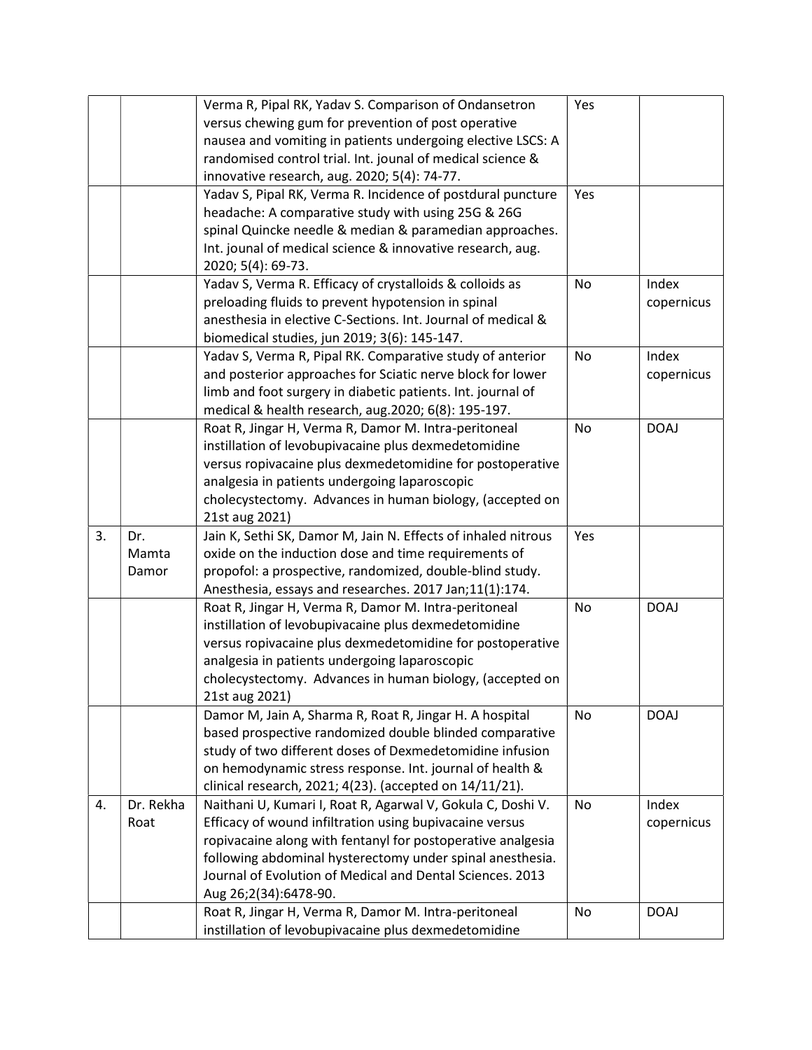| | | | | |
|---|---|---|---|---|
| | | Verma R, Pipal RK, Yadav S. Comparison of Ondansetron versus chewing gum for prevention of post operative nausea and vomiting in patients undergoing elective LSCS: A randomised control trial. Int. jounal of medical science & innovative research, aug. 2020; 5(4): 74-77. | Yes | |
| | | Yadav S, Pipal RK, Verma R. Incidence of postdural puncture headache: A comparative study with using 25G & 26G spinal Quincke needle & median & paramedian approaches. Int. jounal of medical science & innovative research, aug. 2020; 5(4): 69-73. | Yes | |
| | | Yadav S, Verma R. Efficacy of crystalloids & colloids as preloading fluids to prevent hypotension in spinal anesthesia in elective C-Sections. Int. Journal of medical & biomedical studies, jun 2019; 3(6): 145-147. | No | Index copernicus |
| | | Yadav S, Verma R, Pipal RK. Comparative study of anterior and posterior approaches for Sciatic nerve block for lower limb and foot surgery in diabetic patients. Int. journal of medical & health research, aug.2020; 6(8): 195-197. | No | Index copernicus |
| | | Roat R, Jingar H, Verma R, Damor M. Intra-peritoneal instillation of levobupivacaine plus dexmedetomidine versus ropivacaine plus dexmedetomidine for postoperative analgesia in patients undergoing laparoscopic cholecystectomy. Advances in human biology, (accepted on 21st aug 2021) | No | DOAJ |
| 3. | Dr. Mamta Damor | Jain K, Sethi SK, Damor M, Jain N. Effects of inhaled nitrous oxide on the induction dose and time requirements of propofol: a prospective, randomized, double-blind study. Anesthesia, essays and researches. 2017 Jan;11(1):174. | Yes | |
| | | Roat R, Jingar H, Verma R, Damor M. Intra-peritoneal instillation of levobupivacaine plus dexmedetomidine versus ropivacaine plus dexmedetomidine for postoperative analgesia in patients undergoing laparoscopic cholecystectomy. Advances in human biology, (accepted on 21st aug 2021) | No | DOAJ |
| | | Damor M, Jain A, Sharma R, Roat R, Jingar H. A hospital based prospective randomized double blinded comparative study of two different doses of Dexmedetomidine infusion on hemodynamic stress response. Int. journal of health & clinical research, 2021; 4(23). (accepted on 14/11/21). | No | DOAJ |
| 4. | Dr. Rekha Roat | Naithani U, Kumari I, Roat R, Agarwal V, Gokula C, Doshi V. Efficacy of wound infiltration using bupivacaine versus ropivacaine along with fentanyl for postoperative analgesia following abdominal hysterectomy under spinal anesthesia. Journal of Evolution of Medical and Dental Sciences. 2013 Aug 26;2(34):6478-90. | No | Index copernicus |
| | | Roat R, Jingar H, Verma R, Damor M. Intra-peritoneal instillation of levobupivacaine plus dexmedetomidine | No | DOAJ |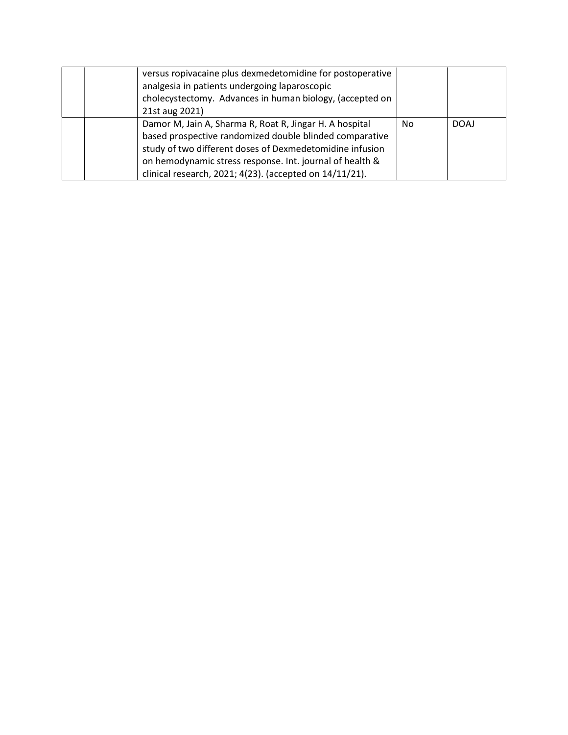| | | | | |
|---|---|---|---|---|
| | | versus ropivacaine plus dexmedetomidine for postoperative analgesia in patients undergoing laparoscopic cholecystectomy. Advances in human biology, (accepted on 21st aug 2021) | | |
| | | Damor M, Jain A, Sharma R, Roat R, Jingar H. A hospital based prospective randomized double blinded comparative study of two different doses of Dexmedetomidine infusion on hemodynamic stress response. Int. journal of health & clinical research, 2021; 4(23). (accepted on 14/11/21). | No | DOAJ |